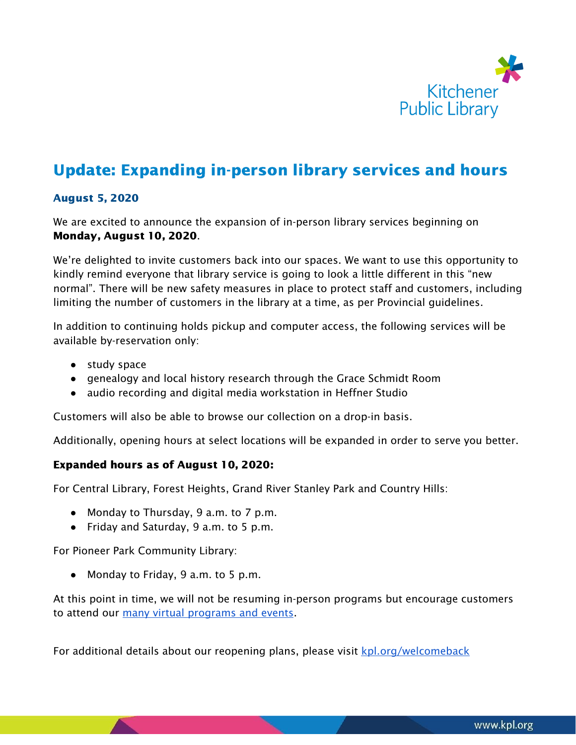Kitchener Public Library

# Update: Expanding in-person library services and hours

### August 5, 2020

We are excited to announce the expansion of in-person library services beginning on **Monday, August 10, 2020**.

We're delighted to invite customers back into our spaces. We want to use this opportunity to kindly remind everyone that library service is going to look a little different in this "new normal". There will be new safety measures in place to protect staff and customers, including limiting the number of customers in the library at a time, as per Provincial guidelines.

In addition to continuing holds pickup and computer access, the following services will be available by-reservation only:

- study space
- genealogy and local history research through the Grace Schmidt Room
- audio recording and digital media workstation in Heffner Studio

Customers will also be able to browse our collection on a drop-in basis.

Additionally, opening hours at select locations will be expanded in order to serve you better.

**Expanded hours as of August 10, 2020:**

For Central Library, Forest Heights, Grand River Stanley Park and Country Hills:

- Monday to Thursday, 9 a.m. to 7 p.m.
- Friday and Saturday, 9 a.m. to 5 p.m.

For Pioneer Park Community Library:

- Monday to Friday, 9 a.m. to 5 p.m.

At this point in time, we will not be resuming in-person programs but encourage customers to attend our many virtual programs and events.

For additional details about our reopening plans, please visit kpl.org/welcomeback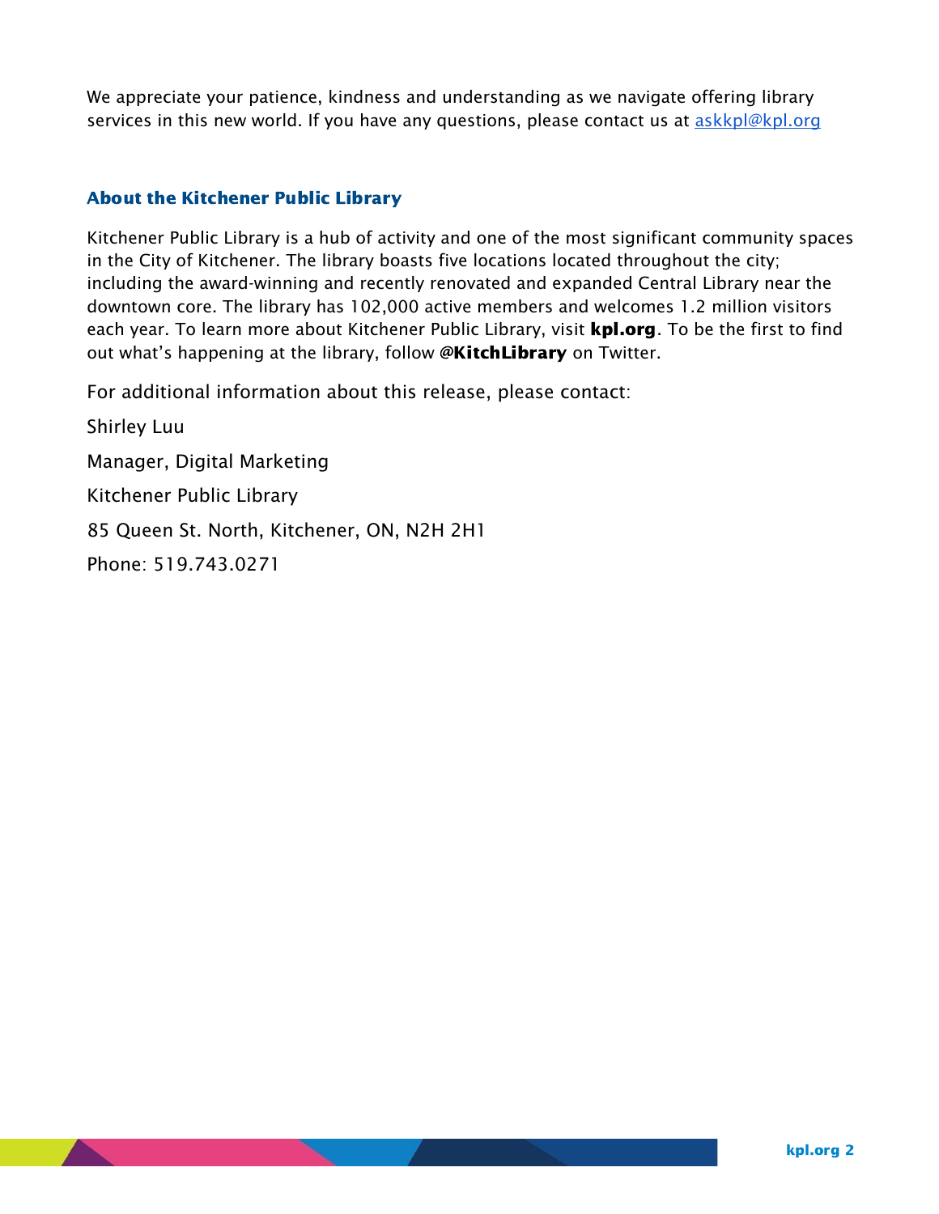We appreciate your patience, kindness and understanding as we navigate offering library services in this new world. If you have any questions, please contact us at askkpl@kpl.org

### About the Kitchener Public Library

Kitchener Public Library is a hub of activity and one of the most significant community spaces in the City of Kitchener. The library boasts five locations located throughout the city; including the award-winning and recently renovated and expanded Central Library near the downtown core. The library has 102,000 active members and welcomes 1.2 million visitors each year. To learn more about Kitchener Public Library, visit **kpl.org**. To be the first to find out what's happening at the library, follow **@KitchLibrary** on Twitter.

For additional information about this release, please contact:

Shirley Luu

Manager, Digital Marketing

Kitchener Public Library

85 Queen St. North, Kitchener, ON, N2H 2H1

Phone: 519.743.0271